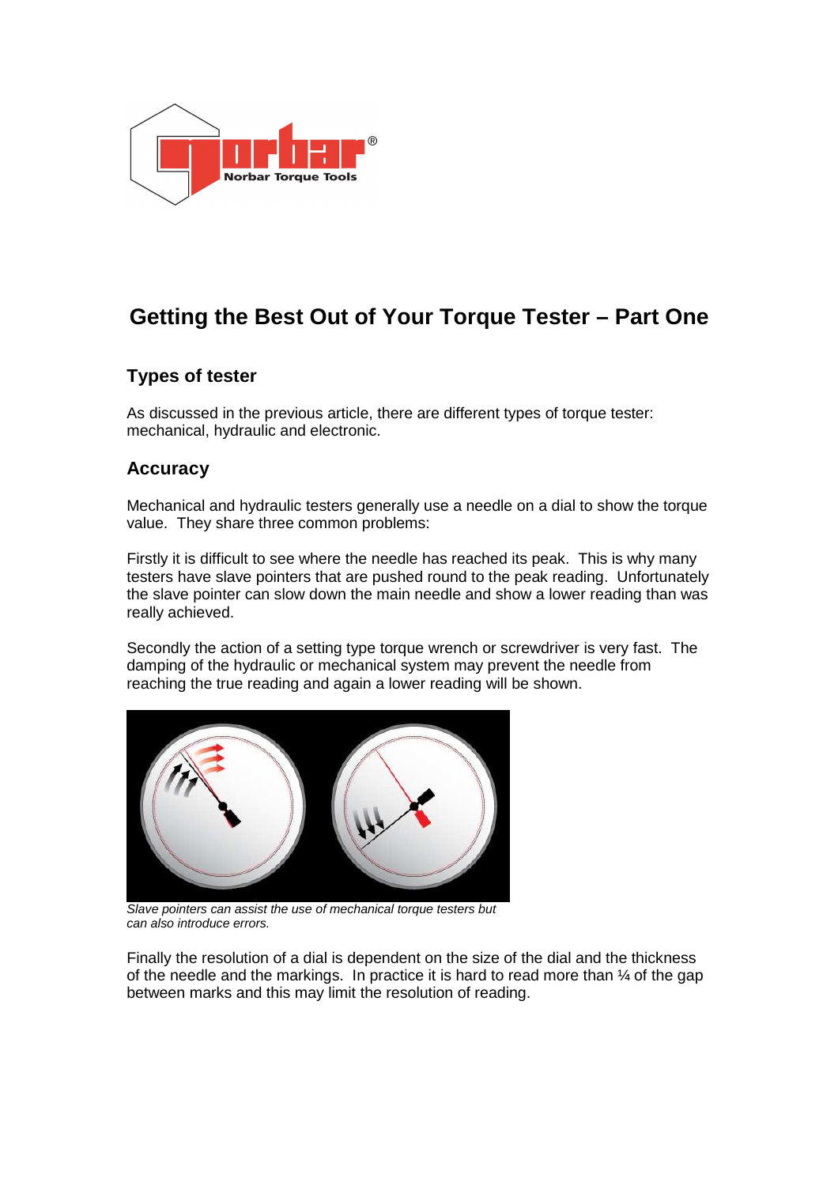# Getting the Best Out of Your Torque Tester – Part One

## Types of tester

As discussed in the previous article, there are different types of torque tester: mechanical, hydraulic and electronic.

## Accuracy

Mechanical and hydraulic testers generally use a needle on a dial to show the torque value. They share three common problems:

Firstly it is difficult to see where the needle has reached its peak. This is why many testers have slave pointers that are pushed round to the peak reading. Unfortunately the slave pointer can slow down the main needle and show a lower reading than was really achieved.

Secondly the action of a setting type torque wrench or screwdriver is very fast. The damping of the hydraulic or mechanical system may prevent the needle from reaching the true reading and again a lower reading will be shown.

*Slave pointers can assist the use of mechanical torque testers but can also introduce errors.*

Finally the resolution of a dial is dependent on the size of the dial and the thickness of the needle and the markings. In practice it is hard to read more than ¼ of the gap between marks and this may limit the resolution of reading.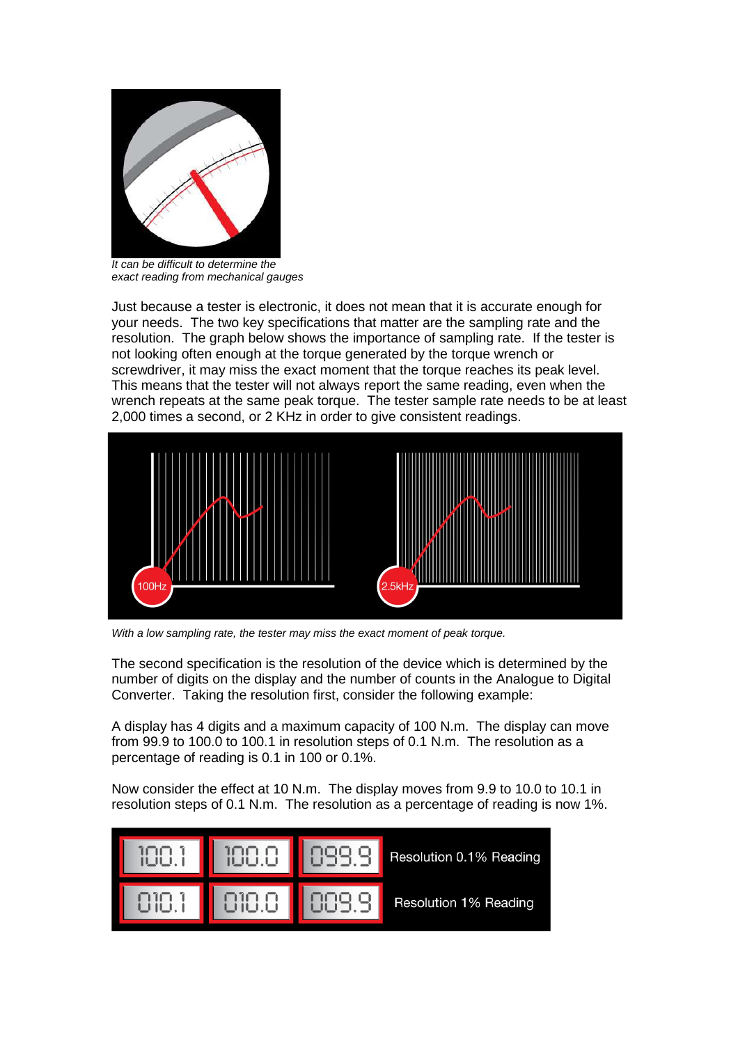*It can be difficult to determine the exact reading from mechanical gauges*

Just because a tester is electronic, it does not mean that it is accurate enough for your needs. The two key specifications that matter are the sampling rate and the resolution. The graph below shows the importance of sampling rate. If the tester is not looking often enough at the torque generated by the torque wrench or screwdriver, it may miss the exact moment that the torque reaches its peak level. This means that the tester will not always report the same reading, even when the wrench repeats at the same peak torque. The tester sample rate needs to be at least 2,000 times a second, or 2 KHz in order to give consistent readings.

*With a low sampling rate, the tester may miss the exact moment of peak torque.*

The second specification is the resolution of the device which is determined by the number of digits on the display and the number of counts in the Analogue to Digital Converter. Taking the resolution first, consider the following example:

A display has 4 digits and a maximum capacity of 100 N.m. The display can move from 99.9 to 100.0 to 100.1 in resolution steps of 0.1 N.m. The resolution as a percentage of reading is 0.1 in 100 or 0.1%.

Now consider the effect at 10 N.m. The display moves from 9.9 to 10.0 to 10.1 in resolution steps of 0.1 N.m. The resolution as a percentage of reading is now 1%.

| | | | |
|---|---|---|---|
| 100.1 | 100.0 | 099.9 | Resolution 0.1% Reading |
| 010.1 | 010.0 | 009.9 | Resolution 1% Reading |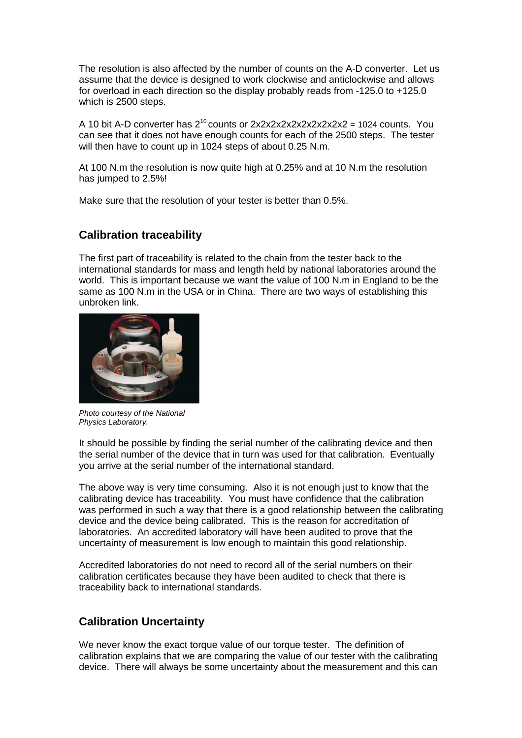The resolution is also affected by the number of counts on the A-D converter. Let us assume that the device is designed to work clockwise and anticlockwise and allows for overload in each direction so the display probably reads from -125.0 to +125.0 which is 2500 steps.

A 10 bit A-D converter has $2^{10}$ counts or 2x2x2x2x2x2x2x2x2x2 = 1024 counts. You can see that it does not have enough counts for each of the 2500 steps. The tester will then have to count up in 1024 steps of about 0.25 N.m.

At 100 N.m the resolution is now quite high at 0.25% and at 10 N.m the resolution has jumped to 2.5%!

Make sure that the resolution of your tester is better than 0.5%.

## Calibration traceability

The first part of traceability is related to the chain from the tester back to the international standards for mass and length held by national laboratories around the world. This is important because we want the value of 100 N.m in England to be the same as 100 N.m in the USA or in China. There are two ways of establishing this unbroken link.

*Photo courtesy of the National Physics Laboratory.*

It should be possible by finding the serial number of the calibrating device and then the serial number of the device that in turn was used for that calibration. Eventually you arrive at the serial number of the international standard.

The above way is very time consuming. Also it is not enough just to know that the calibrating device has traceability. You must have confidence that the calibration was performed in such a way that there is a good relationship between the calibrating device and the device being calibrated. This is the reason for accreditation of laboratories. An accredited laboratory will have been audited to prove that the uncertainty of measurement is low enough to maintain this good relationship.

Accredited laboratories do not need to record all of the serial numbers on their calibration certificates because they have been audited to check that there is traceability back to international standards.

## Calibration Uncertainty

We never know the exact torque value of our torque tester. The definition of calibration explains that we are comparing the value of our tester with the calibrating device. There will always be some uncertainty about the measurement and this can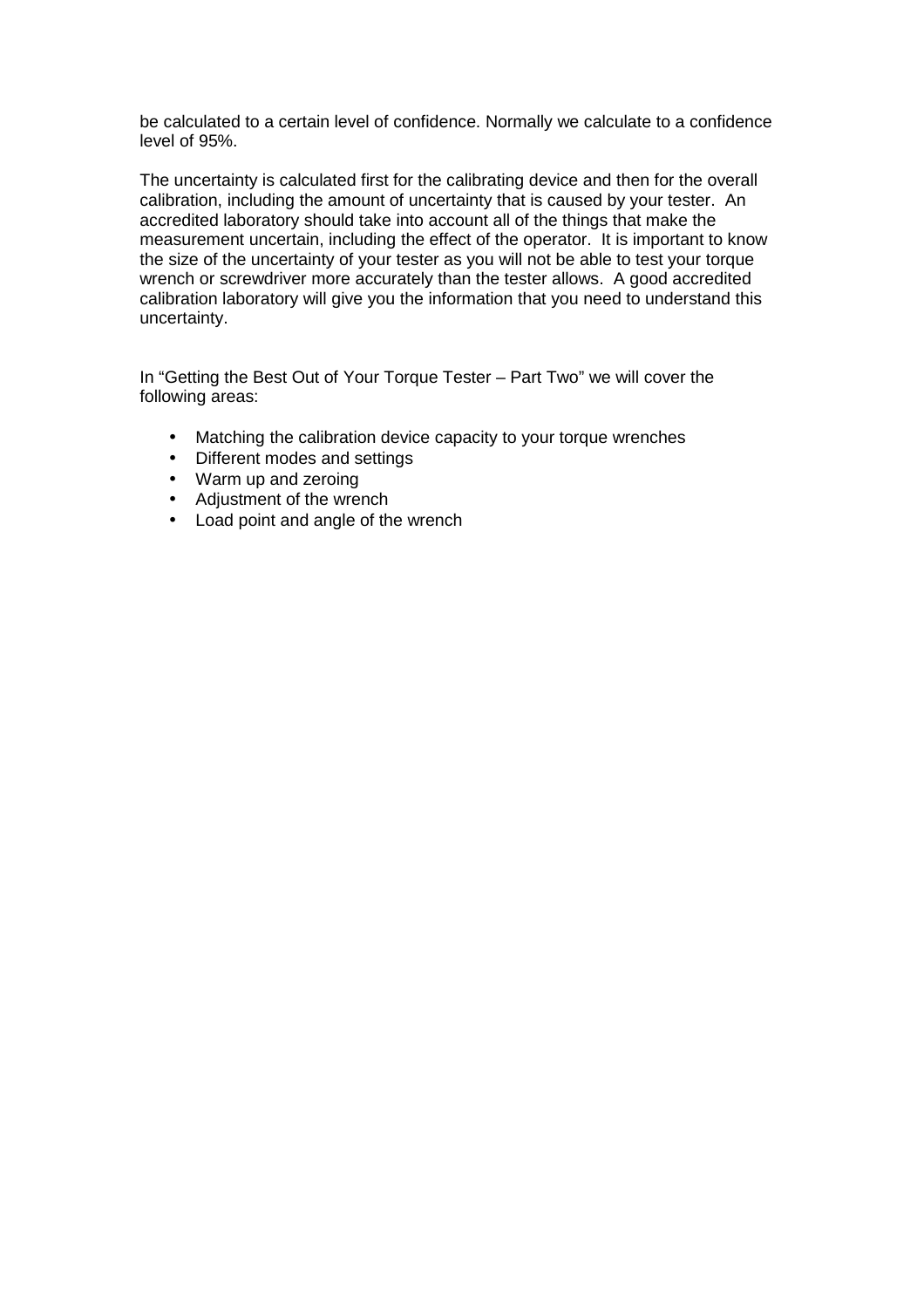be calculated to a certain level of confidence. Normally we calculate to a confidence level of 95%.

The uncertainty is calculated first for the calibrating device and then for the overall calibration, including the amount of uncertainty that is caused by your tester. An accredited laboratory should take into account all of the things that make the measurement uncertain, including the effect of the operator. It is important to know the size of the uncertainty of your tester as you will not be able to test your torque wrench or screwdriver more accurately than the tester allows. A good accredited calibration laboratory will give you the information that you need to understand this uncertainty.

In "Getting the Best Out of Your Torque Tester – Part Two" we will cover the following areas:

- Matching the calibration device capacity to your torque wrenches
- Different modes and settings
- Warm up and zeroing
- Adjustment of the wrench
- Load point and angle of the wrench